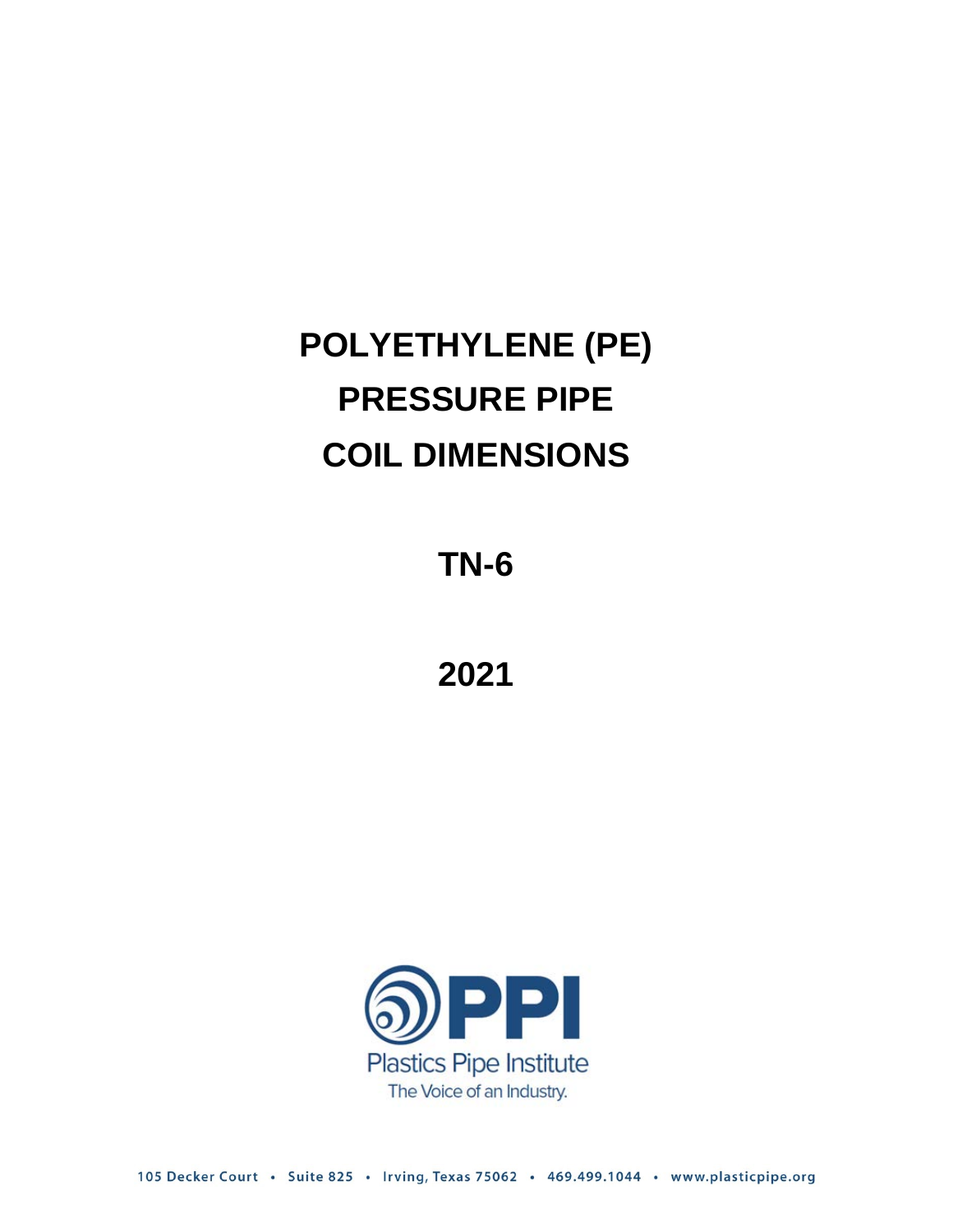# POLYETHYLENE (PE) PRESSURE PIPE COIL DIMENSIONS

## TN-6

## 2021

Plastics Pipe Institute

The Voice of an Industry.

105 Decker Court • Suite 825 • Irving, Texas 75062 • 469.499.1044 • www.plasticpipe.org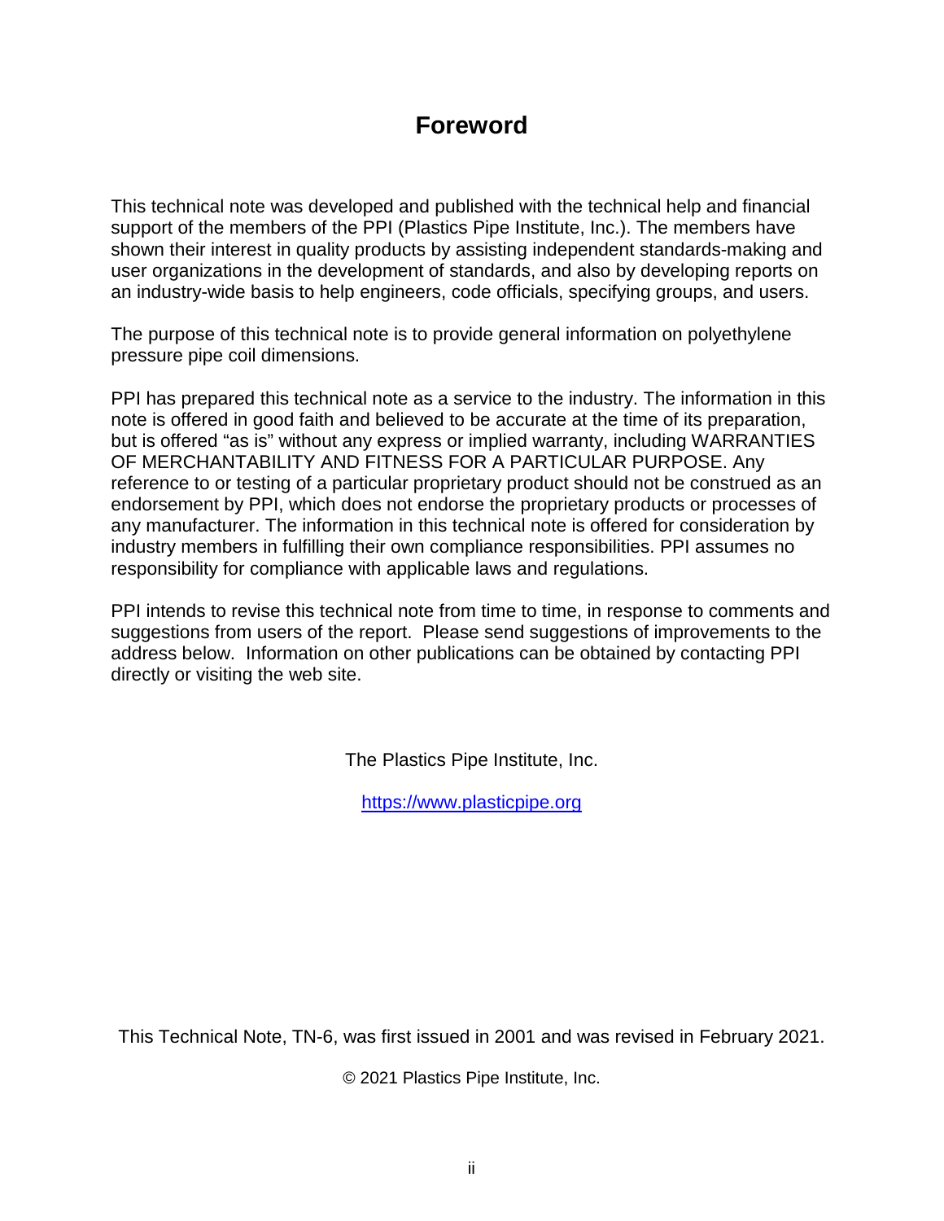# Foreword

This technical note was developed and published with the technical help and financial support of the members of the PPI (Plastics Pipe Institute, Inc.). The members have shown their interest in quality products by assisting independent standards-making and user organizations in the development of standards, and also by developing reports on an industry-wide basis to help engineers, code officials, specifying groups, and users.

The purpose of this technical note is to provide general information on polyethylene pressure pipe coil dimensions.

PPI has prepared this technical note as a service to the industry. The information in this note is offered in good faith and believed to be accurate at the time of its preparation, but is offered "as is" without any express or implied warranty, including WARRANTIES OF MERCHANTABILITY AND FITNESS FOR A PARTICULAR PURPOSE. Any reference to or testing of a particular proprietary product should not be construed as an endorsement by PPI, which does not endorse the proprietary products or processes of any manufacturer. The information in this technical note is offered for consideration by industry members in fulfilling their own compliance responsibilities. PPI assumes no responsibility for compliance with applicable laws and regulations.

PPI intends to revise this technical note from time to time, in response to comments and suggestions from users of the report. Please send suggestions of improvements to the address below. Information on other publications can be obtained by contacting PPI directly or visiting the web site.

The Plastics Pipe Institute, Inc.

https://www.plasticpipe.org

This Technical Note, TN-6, was first issued in 2001 and was revised in February 2021.

© 2021 Plastics Pipe Institute, Inc.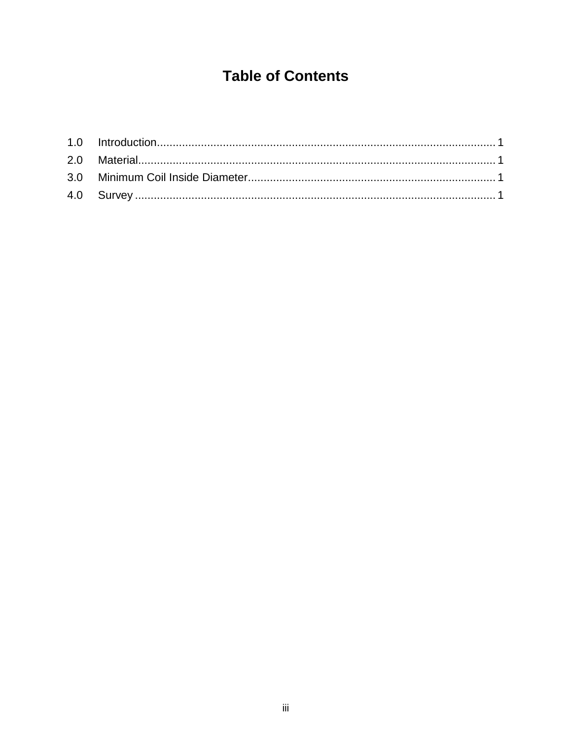# Table of Contents

1.0 Introduction........................................................................................................... 1

2.0 Material.................................................................................................................. 1

3.0 Minimum Coil Inside Diameter.............................................................................. 1

4.0 Survey ................................................................................................................... 1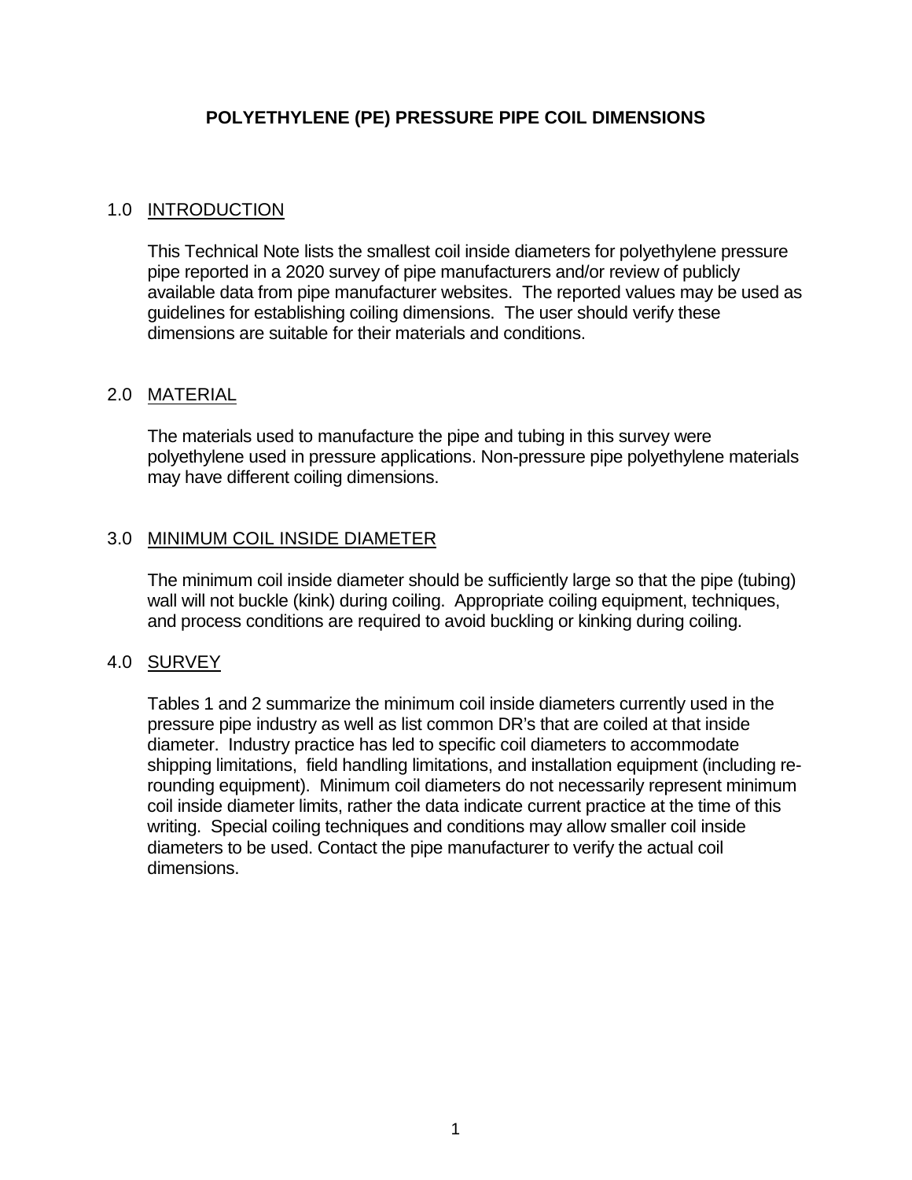# POLYETHYLENE (PE) PRESSURE PIPE COIL DIMENSIONS

## 1.0 INTRODUCTION

This Technical Note lists the smallest coil inside diameters for polyethylene pressure pipe reported in a 2020 survey of pipe manufacturers and/or review of publicly available data from pipe manufacturer websites. The reported values may be used as guidelines for establishing coiling dimensions. The user should verify these dimensions are suitable for their materials and conditions.

## 2.0 MATERIAL

The materials used to manufacture the pipe and tubing in this survey were polyethylene used in pressure applications. Non-pressure pipe polyethylene materials may have different coiling dimensions.

## 3.0 MINIMUM COIL INSIDE DIAMETER

The minimum coil inside diameter should be sufficiently large so that the pipe (tubing) wall will not buckle (kink) during coiling. Appropriate coiling equipment, techniques, and process conditions are required to avoid buckling or kinking during coiling.

## 4.0 SURVEY

Tables 1 and 2 summarize the minimum coil inside diameters currently used in the pressure pipe industry as well as list common DR's that are coiled at that inside diameter. Industry practice has led to specific coil diameters to accommodate shipping limitations, field handling limitations, and installation equipment (including re-rounding equipment). Minimum coil diameters do not necessarily represent minimum coil inside diameter limits, rather the data indicate current practice at the time of this writing. Special coiling techniques and conditions may allow smaller coil inside diameters to be used. Contact the pipe manufacturer to verify the actual coil dimensions.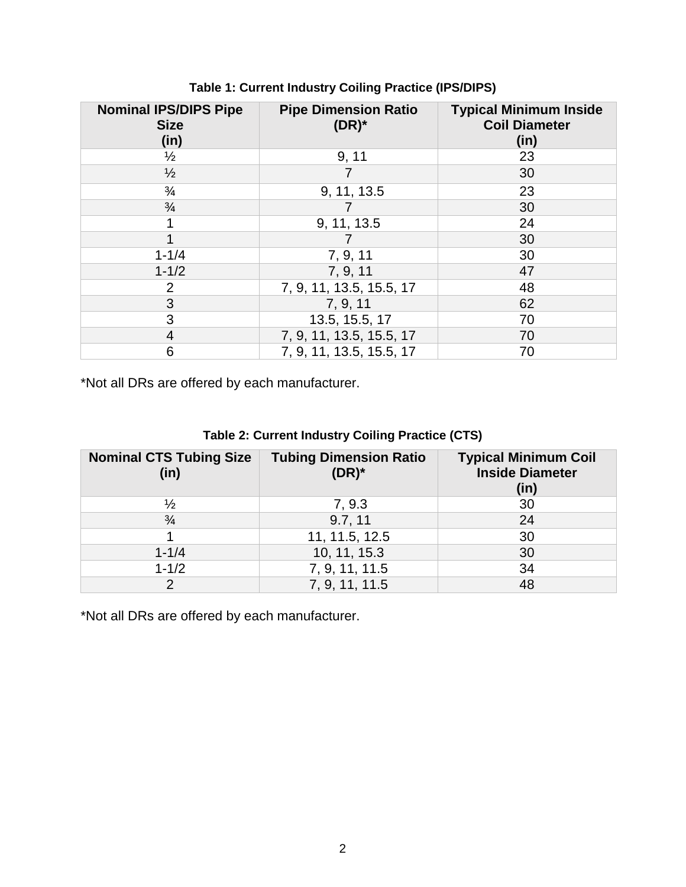**Table 1: Current Industry Coiling Practice (IPS/DIPS)**

| Nominal IPS/DIPS Pipe Size (in) | Pipe Dimension Ratio (DR)* | Typical Minimum Inside Coil Diameter (in) |
|---|---|---|
| ½ | 9, 11 | 23 |
| ½ | 7 | 30 |
| ¾ | 9, 11, 13.5 | 23 |
| ¾ | 7 | 30 |
| 1 | 9, 11, 13.5 | 24 |
| 1 | 7 | 30 |
| 1-1/4 | 7, 9, 11 | 30 |
| 1-1/2 | 7, 9, 11 | 47 |
| 2 | 7, 9, 11, 13.5, 15.5, 17 | 48 |
| 3 | 7, 9, 11 | 62 |
| 3 | 13.5, 15.5, 17 | 70 |
| 4 | 7, 9, 11, 13.5, 15.5, 17 | 70 |
| 6 | 7, 9, 11, 13.5, 15.5, 17 | 70 |

*Not all DRs are offered by each manufacturer.

**Table 2: Current Industry Coiling Practice (CTS)**

| Nominal CTS Tubing Size (in) | Tubing Dimension Ratio (DR)* | Typical Minimum Coil Inside Diameter (in) |
|---|---|---|
| ½ | 7, 9.3 | 30 |
| ¾ | 9.7, 11 | 24 |
| 1 | 11, 11.5, 12.5 | 30 |
| 1-1/4 | 10, 11, 15.3 | 30 |
| 1-1/2 | 7, 9, 11, 11.5 | 34 |
| 2 | 7, 9, 11, 11.5 | 48 |

*Not all DRs are offered by each manufacturer.